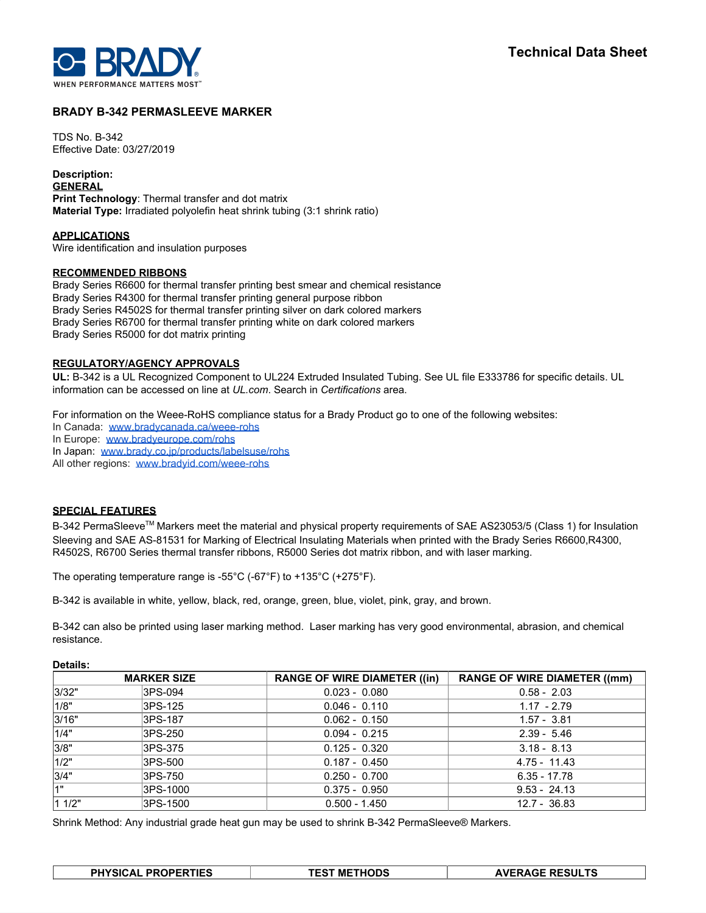# Technical Data Sheet

## BRADY B-342 PERMASLEEVE MARKER

TDS No. B-342
Effective Date: 03/27/2019

**Description:**

**GENERAL**

**Print Technology**: Thermal transfer and dot matrix
**Material Type:** Irradiated polyolefin heat shrink tubing (3:1 shrink ratio)

**APPLICATIONS**

Wire identification and insulation purposes

**RECOMMENDED RIBBONS**

Brady Series R6600 for thermal transfer printing best smear and chemical resistance
Brady Series R4300 for thermal transfer printing general purpose ribbon
Brady Series R4502S for thermal transfer printing silver on dark colored markers
Brady Series R6700 for thermal transfer printing white on dark colored markers
Brady Series R5000 for dot matrix printing

**REGULATORY/AGENCY APPROVALS**

**UL:** B-342 is a UL Recognized Component to UL224 Extruded Insulated Tubing. See UL file E333786 for specific details. UL information can be accessed on line at *UL.com*. Search in *Certifications* area.

For information on the Weee-RoHS compliance status for a Brady Product go to one of the following websites:
In Canada: www.bradycanada.ca/weee-rohs
In Europe: www.bradyeurope.com/rohs
In Japan: www.brady.co.jp/products/labelsuse/rohs
All other regions: www.bradyid.com/weee-rohs

**SPECIAL FEATURES**

B-342 PermaSleeve™ Markers meet the material and physical property requirements of SAE AS23053/5 (Class 1) for Insulation Sleeving and SAE AS-81531 for Marking of Electrical Insulating Materials when printed with the Brady Series R6600,R4300, R4502S, R6700 Series thermal transfer ribbons, R5000 Series dot matrix ribbon, and with laser marking.

The operating temperature range is -55°C (-67°F) to +135°C (+275°F).

B-342 is available in white, yellow, black, red, orange, green, blue, violet, pink, gray, and brown.

B-342 can also be printed using laser marking method. Laser marking has very good environmental, abrasion, and chemical resistance.

**Details:**

| MARKER SIZE | | RANGE OF WIRE DIAMETER ((in) | RANGE OF WIRE DIAMETER ((mm) |
|---|---|---|---|
| 3/32" | 3PS-094 | 0.023 - 0.080 | 0.58 - 2.03 |
| 1/8" | 3PS-125 | 0.046 - 0.110 | 1.17 - 2.79 |
| 3/16" | 3PS-187 | 0.062 - 0.150 | 1.57 - 3.81 |
| 1/4" | 3PS-250 | 0.094 - 0.215 | 2.39 - 5.46 |
| 3/8" | 3PS-375 | 0.125 - 0.320 | 3.18 - 8.13 |
| 1/2" | 3PS-500 | 0.187 - 0.450 | 4.75 - 11.43 |
| 3/4" | 3PS-750 | 0.250 - 0.700 | 6.35 - 17.78 |
| 1" | 3PS-1000 | 0.375 - 0.950 | 9.53 - 24.13 |
| 1 1/2" | 3PS-1500 | 0.500 - 1.450 | 12.7 - 36.83 |

Shrink Method: Any industrial grade heat gun may be used to shrink B-342 PermaSleeve® Markers.

| PHYSICAL PROPERTIES | TEST METHODS | AVERAGE RESULTS |
|---|---|---|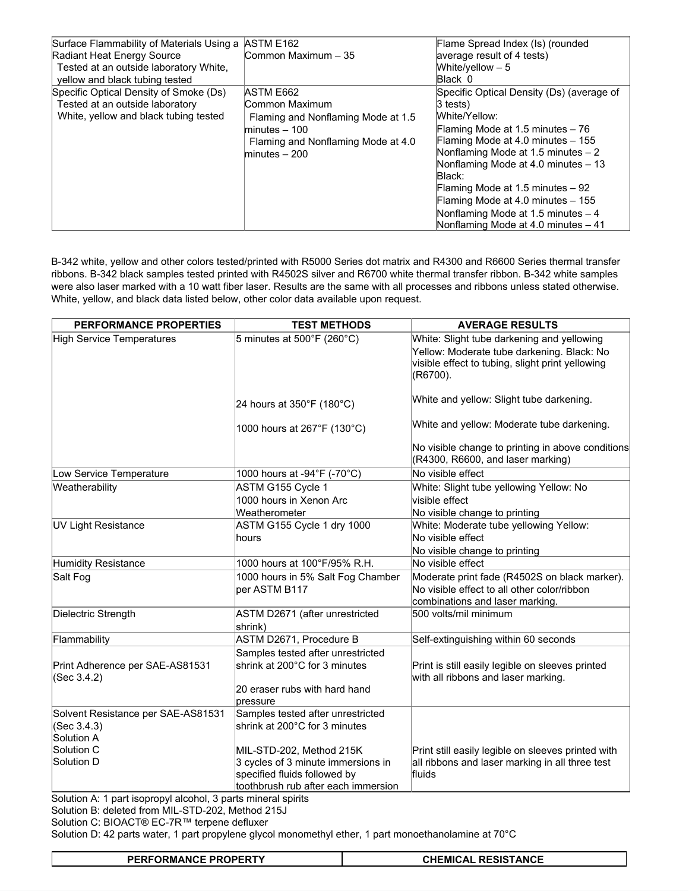| | | |
|---|---|---|
| Surface Flammability of Materials Using a Radiant Heat Energy Source<br>Tested at an outside laboratory White, yellow and black tubing tested | ASTM E162<br>Common Maximum – 35 | Flame Spread Index (Is) (rounded average result of 4 tests)<br>White/yellow – 5<br>Black 0 |
| Specific Optical Density of Smoke (Ds)<br>Tested at an outside laboratory<br>White, yellow and black tubing tested | ASTM E662<br>Common Maximum<br>Flaming and Nonflaming Mode at 1.5 minutes – 100<br>Flaming and Nonflaming Mode at 4.0 minutes – 200 | Specific Optical Density (Ds) (average of 3 tests)<br>White/Yellow:<br>Flaming Mode at 1.5 minutes – 76<br>Flaming Mode at 4.0 minutes – 155<br>Nonflaming Mode at 1.5 minutes – 2<br>Nonflaming Mode at 4.0 minutes – 13<br>Black:<br>Flaming Mode at 1.5 minutes – 92<br>Flaming Mode at 4.0 minutes – 155<br>Nonflaming Mode at 1.5 minutes – 4<br>Nonflaming Mode at 4.0 minutes – 41 |

B-342 white, yellow and other colors tested/printed with R5000 Series dot matrix and R4300 and R6600 Series thermal transfer ribbons. B-342 black samples tested printed with R4502S silver and R6700 white thermal transfer ribbon. B-342 white samples were also laser marked with a 10 watt fiber laser. Results are the same with all processes and ribbons unless stated otherwise. White, yellow, and black data listed below, other color data available upon request.

| PERFORMANCE PROPERTIES | TEST METHODS | AVERAGE RESULTS |
|---|---|---|
| High Service Temperatures | 5 minutes at 500°F (260°C)<br><br>24 hours at 350°F (180°C)<br><br>1000 hours at 267°F (130°C) | White: Slight tube darkening and yellowing<br>Yellow: Moderate tube darkening. Black: No visible effect to tubing, slight print yellowing (R6700).<br><br>White and yellow: Slight tube darkening.<br><br>White and yellow: Moderate tube darkening.<br><br>No visible change to printing in above conditions (R4300, R6600, and laser marking) |
| Low Service Temperature | 1000 hours at -94°F (-70°C) | No visible effect |
| Weatherability | ASTM G155 Cycle 1<br>1000 hours in Xenon Arc Weatherometer | White: Slight tube yellowing Yellow: No visible effect<br>No visible change to printing |
| UV Light Resistance | ASTM G155 Cycle 1 dry 1000 hours | White: Moderate tube yellowing Yellow: No visible effect<br>No visible change to printing |
| Humidity Resistance | 1000 hours at 100°F/95% R.H. | No visible effect |
| Salt Fog | 1000 hours in 5% Salt Fog Chamber per ASTM B117 | Moderate print fade (R4502S on black marker). No visible effect to all other color/ribbon combinations and laser marking. |
| Dielectric Strength | ASTM D2671 (after unrestricted shrink) | 500 volts/mil minimum |
| Flammability | ASTM D2671, Procedure B | Self-extinguishing within 60 seconds |
| Print Adherence per SAE-AS81531 (Sec 3.4.2) | Samples tested after unrestricted shrink at 200°C for 3 minutes<br><br>20 eraser rubs with hard hand pressure | Print is still easily legible on sleeves printed with all ribbons and laser marking. |
| Solvent Resistance per SAE-AS81531 (Sec 3.4.3)<br>Solution A<br>Solution C<br>Solution D | Samples tested after unrestricted shrink at 200°C for 3 minutes<br><br>MIL-STD-202, Method 215K<br>3 cycles of 3 minute immersions in specified fluids followed by toothbrush rub after each immersion | Print still easily legible on sleeves printed with all ribbons and laser marking in all three test fluids |

Solution A: 1 part isopropyl alcohol, 3 parts mineral spirits
Solution B: deleted from MIL-STD-202, Method 215J
Solution C: BIOACT® EC-7R™ terpene defluxer
Solution D: 42 parts water, 1 part propylene glycol monomethyl ether, 1 part monoethanolamine at 70°C

| PERFORMANCE PROPERTY | CHEMICAL RESISTANCE |
|---|---|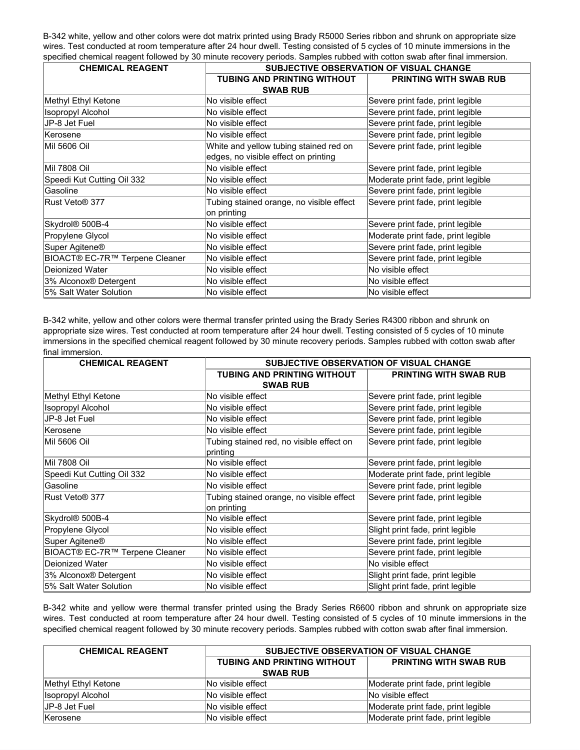B-342 white, yellow and other colors were dot matrix printed using Brady R5000 Series ribbon and shrunk on appropriate size wires. Test conducted at room temperature after 24 hour dwell. Testing consisted of 5 cycles of 10 minute immersions in the specified chemical reagent followed by 30 minute recovery periods. Samples rubbed with cotton swab after final immersion.

| CHEMICAL REAGENT | SUBJECTIVE OBSERVATION OF VISUAL CHANGE | |
|---|---|---|
| | TUBING AND PRINTING WITHOUT SWAB RUB | PRINTING WITH SWAB RUB |
| Methyl Ethyl Ketone | No visible effect | Severe print fade, print legible |
| Isopropyl Alcohol | No visible effect | Severe print fade, print legible |
| JP-8 Jet Fuel | No visible effect | Severe print fade, print legible |
| Kerosene | No visible effect | Severe print fade, print legible |
| Mil 5606 Oil | White and yellow tubing stained red on edges, no visible effect on printing | Severe print fade, print legible |
| Mil 7808 Oil | No visible effect | Severe print fade, print legible |
| Speedi Kut Cutting Oil 332 | No visible effect | Moderate print fade, print legible |
| Gasoline | No visible effect | Severe print fade, print legible |
| Rust Veto® 377 | Tubing stained orange, no visible effect on printing | Severe print fade, print legible |
| Skydrol® 500B-4 | No visible effect | Severe print fade, print legible |
| Propylene Glycol | No visible effect | Moderate print fade, print legible |
| Super Agitene® | No visible effect | Severe print fade, print legible |
| BIOACT® EC-7R™ Terpene Cleaner | No visible effect | Severe print fade, print legible |
| Deionized Water | No visible effect | No visible effect |
| 3% Alconox® Detergent | No visible effect | No visible effect |
| 5% Salt Water Solution | No visible effect | No visible effect |

B-342 white, yellow and other colors were thermal transfer printed using the Brady Series R4300 ribbon and shrunk on appropriate size wires. Test conducted at room temperature after 24 hour dwell. Testing consisted of 5 cycles of 10 minute immersions in the specified chemical reagent followed by 30 minute recovery periods. Samples rubbed with cotton swab after final immersion.

| CHEMICAL REAGENT | SUBJECTIVE OBSERVATION OF VISUAL CHANGE | |
|---|---|---|
| | TUBING AND PRINTING WITHOUT SWAB RUB | PRINTING WITH SWAB RUB |
| Methyl Ethyl Ketone | No visible effect | Severe print fade, print legible |
| Isopropyl Alcohol | No visible effect | Severe print fade, print legible |
| JP-8 Jet Fuel | No visible effect | Severe print fade, print legible |
| Kerosene | No visible effect | Severe print fade, print legible |
| Mil 5606 Oil | Tubing stained red, no visible effect on printing | Severe print fade, print legible |
| Mil 7808 Oil | No visible effect | Severe print fade, print legible |
| Speedi Kut Cutting Oil 332 | No visible effect | Moderate print fade, print legible |
| Gasoline | No visible effect | Severe print fade, print legible |
| Rust Veto® 377 | Tubing stained orange, no visible effect on printing | Severe print fade, print legible |
| Skydrol® 500B-4 | No visible effect | Severe print fade, print legible |
| Propylene Glycol | No visible effect | Slight print fade, print legible |
| Super Agitene® | No visible effect | Severe print fade, print legible |
| BIOACT® EC-7R™ Terpene Cleaner | No visible effect | Severe print fade, print legible |
| Deionized Water | No visible effect | No visible effect |
| 3% Alconox® Detergent | No visible effect | Slight print fade, print legible |
| 5% Salt Water Solution | No visible effect | Slight print fade, print legible |

B-342 white and yellow were thermal transfer printed using the Brady Series R6600 ribbon and shrunk on appropriate size wires. Test conducted at room temperature after 24 hour dwell. Testing consisted of 5 cycles of 10 minute immersions in the specified chemical reagent followed by 30 minute recovery periods. Samples rubbed with cotton swab after final immersion.

| CHEMICAL REAGENT | SUBJECTIVE OBSERVATION OF VISUAL CHANGE | |
|---|---|---|
| | TUBING AND PRINTING WITHOUT SWAB RUB | PRINTING WITH SWAB RUB |
| Methyl Ethyl Ketone | No visible effect | Moderate print fade, print legible |
| Isopropyl Alcohol | No visible effect | No visible effect |
| JP-8 Jet Fuel | No visible effect | Moderate print fade, print legible |
| Kerosene | No visible effect | Moderate print fade, print legible |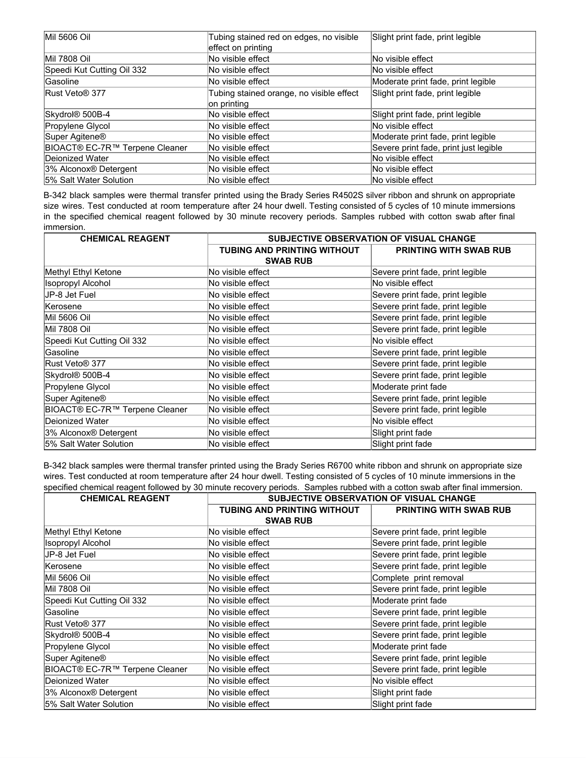| Mil 5606 Oil | Tubing stained red on edges, no visible effect on printing | Slight print fade, print legible |
|---|---|---|
| Mil 7808 Oil | No visible effect | No visible effect |
| Speedi Kut Cutting Oil 332 | No visible effect | No visible effect |
| Gasoline | No visible effect | Moderate print fade, print legible |
| Rust Veto® 377 | Tubing stained orange, no visible effect on printing | Slight print fade, print legible |
| Skydrol® 500B-4 | No visible effect | Slight print fade, print legible |
| Propylene Glycol | No visible effect | No visible effect |
| Super Agitene® | No visible effect | Moderate print fade, print legible |
| BIOACT® EC-7R™ Terpene Cleaner | No visible effect | Severe print fade, print just legible |
| Deionized Water | No visible effect | No visible effect |
| 3% Alconox® Detergent | No visible effect | No visible effect |
| 5% Salt Water Solution | No visible effect | No visible effect |

B-342 black samples were thermal transfer printed using the Brady Series R4502S silver ribbon and shrunk on appropriate size wires. Test conducted at room temperature after 24 hour dwell. Testing consisted of 5 cycles of 10 minute immersions in the specified chemical reagent followed by 30 minute recovery periods. Samples rubbed with cotton swab after final immersion.

| CHEMICAL REAGENT | SUBJECTIVE OBSERVATION OF VISUAL CHANGE | |
|---|---|---|
| | TUBING AND PRINTING WITHOUT SWAB RUB | PRINTING WITH SWAB RUB |
| Methyl Ethyl Ketone | No visible effect | Severe print fade, print legible |
| Isopropyl Alcohol | No visible effect | No visible effect |
| JP-8 Jet Fuel | No visible effect | Severe print fade, print legible |
| Kerosene | No visible effect | Severe print fade, print legible |
| Mil 5606 Oil | No visible effect | Severe print fade, print legible |
| Mil 7808 Oil | No visible effect | Severe print fade, print legible |
| Speedi Kut Cutting Oil 332 | No visible effect | No visible effect |
| Gasoline | No visible effect | Severe print fade, print legible |
| Rust Veto® 377 | No visible effect | Severe print fade, print legible |
| Skydrol® 500B-4 | No visible effect | Severe print fade, print legible |
| Propylene Glycol | No visible effect | Moderate print fade |
| Super Agitene® | No visible effect | Severe print fade, print legible |
| BIOACT® EC-7R™ Terpene Cleaner | No visible effect | Severe print fade, print legible |
| Deionized Water | No visible effect | No visible effect |
| 3% Alconox® Detergent | No visible effect | Slight print fade |
| 5% Salt Water Solution | No visible effect | Slight print fade |

B-342 black samples were thermal transfer printed using the Brady Series R6700 white ribbon and shrunk on appropriate size wires. Test conducted at room temperature after 24 hour dwell. Testing consisted of 5 cycles of 10 minute immersions in the specified chemical reagent followed by 30 minute recovery periods. Samples rubbed with a cotton swab after final immersion.

| CHEMICAL REAGENT | SUBJECTIVE OBSERVATION OF VISUAL CHANGE | |
|---|---|---|
| | TUBING AND PRINTING WITHOUT SWAB RUB | PRINTING WITH SWAB RUB |
| Methyl Ethyl Ketone | No visible effect | Severe print fade, print legible |
| Isopropyl Alcohol | No visible effect | Severe print fade, print legible |
| JP-8 Jet Fuel | No visible effect | Severe print fade, print legible |
| Kerosene | No visible effect | Severe print fade, print legible |
| Mil 5606 Oil | No visible effect | Complete print removal |
| Mil 7808 Oil | No visible effect | Severe print fade, print legible |
| Speedi Kut Cutting Oil 332 | No visible effect | Moderate print fade |
| Gasoline | No visible effect | Severe print fade, print legible |
| Rust Veto® 377 | No visible effect | Severe print fade, print legible |
| Skydrol® 500B-4 | No visible effect | Severe print fade, print legible |
| Propylene Glycol | No visible effect | Moderate print fade |
| Super Agitene® | No visible effect | Severe print fade, print legible |
| BIOACT® EC-7R™ Terpene Cleaner | No visible effect | Severe print fade, print legible |
| Deionized Water | No visible effect | No visible effect |
| 3% Alconox® Detergent | No visible effect | Slight print fade |
| 5% Salt Water Solution | No visible effect | Slight print fade |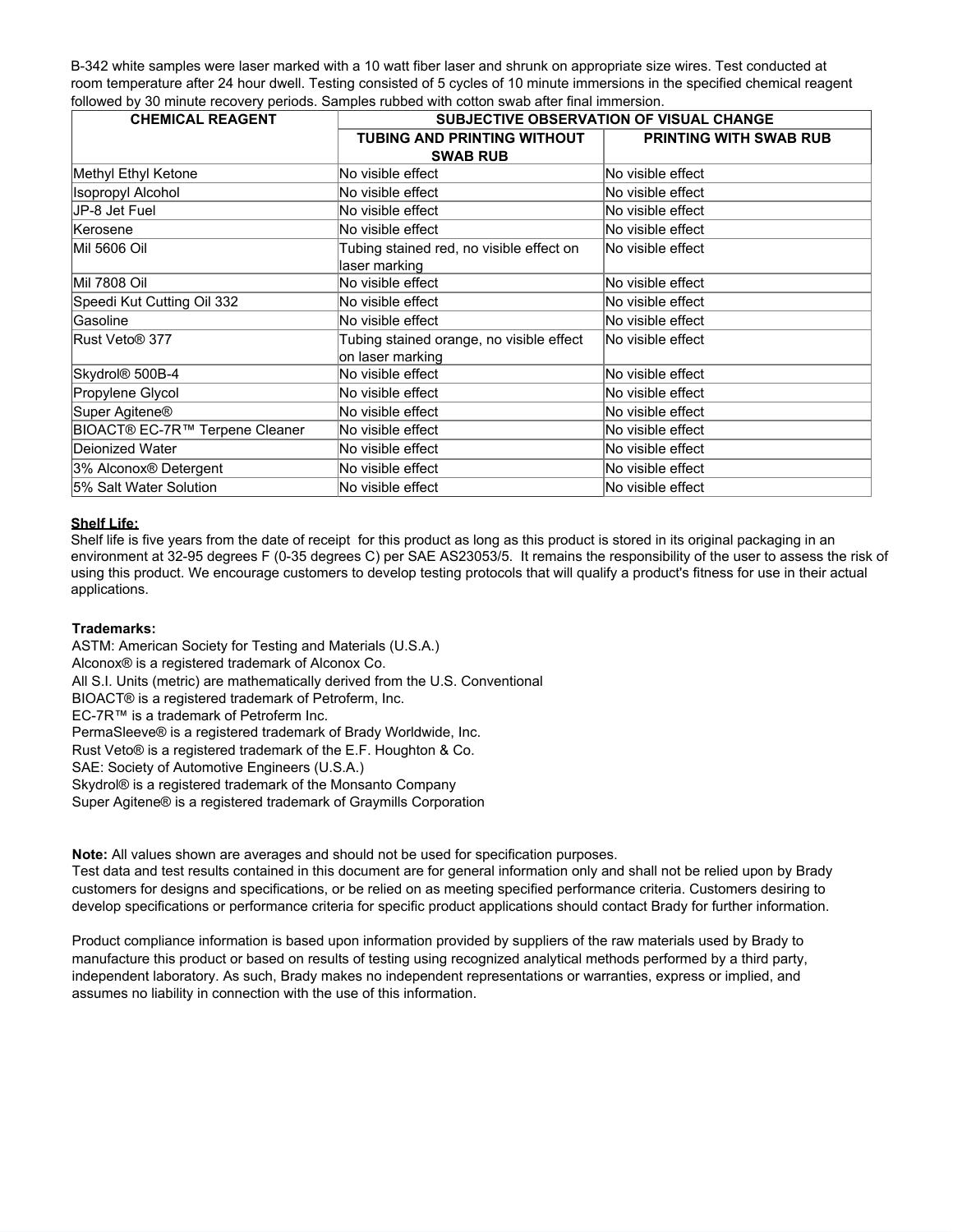B-342 white samples were laser marked with a 10 watt fiber laser and shrunk on appropriate size wires. Test conducted at room temperature after 24 hour dwell. Testing consisted of 5 cycles of 10 minute immersions in the specified chemical reagent followed by 30 minute recovery periods. Samples rubbed with cotton swab after final immersion.

| CHEMICAL REAGENT | SUBJECTIVE OBSERVATION OF VISUAL CHANGE | |
|---|---|---|
| | TUBING AND PRINTING WITHOUT SWAB RUB | PRINTING WITH SWAB RUB |
| Methyl Ethyl Ketone | No visible effect | No visible effect |
| Isopropyl Alcohol | No visible effect | No visible effect |
| JP-8 Jet Fuel | No visible effect | No visible effect |
| Kerosene | No visible effect | No visible effect |
| Mil 5606 Oil | Tubing stained red, no visible effect on laser marking | No visible effect |
| Mil 7808 Oil | No visible effect | No visible effect |
| Speedi Kut Cutting Oil 332 | No visible effect | No visible effect |
| Gasoline | No visible effect | No visible effect |
| Rust Veto® 377 | Tubing stained orange, no visible effect on laser marking | No visible effect |
| Skydrol® 500B-4 | No visible effect | No visible effect |
| Propylene Glycol | No visible effect | No visible effect |
| Super Agitene® | No visible effect | No visible effect |
| BIOACT® EC-7R™ Terpene Cleaner | No visible effect | No visible effect |
| Deionized Water | No visible effect | No visible effect |
| 3% Alconox® Detergent | No visible effect | No visible effect |
| 5% Salt Water Solution | No visible effect | No visible effect |

**Shelf Life:**

Shelf life is five years from the date of receipt for this product as long as this product is stored in its original packaging in an environment at 32-95 degrees F (0-35 degrees C) per SAE AS23053/5. It remains the responsibility of the user to assess the risk of using this product. We encourage customers to develop testing protocols that will qualify a product's fitness for use in their actual applications.

**Trademarks:**

ASTM: American Society for Testing and Materials (U.S.A.)
Alconox® is a registered trademark of Alconox Co.
All S.I. Units (metric) are mathematically derived from the U.S. Conventional
BIOACT® is a registered trademark of Petroferm, Inc.
EC-7R™ is a trademark of Petroferm Inc.
PermaSleeve® is a registered trademark of Brady Worldwide, Inc.
Rust Veto® is a registered trademark of the E.F. Houghton & Co.
SAE: Society of Automotive Engineers (U.S.A.)
Skydrol® is a registered trademark of the Monsanto Company
Super Agitene® is a registered trademark of Graymills Corporation

**Note:** All values shown are averages and should not be used for specification purposes.
Test data and test results contained in this document are for general information only and shall not be relied upon by Brady customers for designs and specifications, or be relied on as meeting specified performance criteria. Customers desiring to develop specifications or performance criteria for specific product applications should contact Brady for further information.

Product compliance information is based upon information provided by suppliers of the raw materials used by Brady to manufacture this product or based on results of testing using recognized analytical methods performed by a third party, independent laboratory. As such, Brady makes no independent representations or warranties, express or implied, and assumes no liability in connection with the use of this information.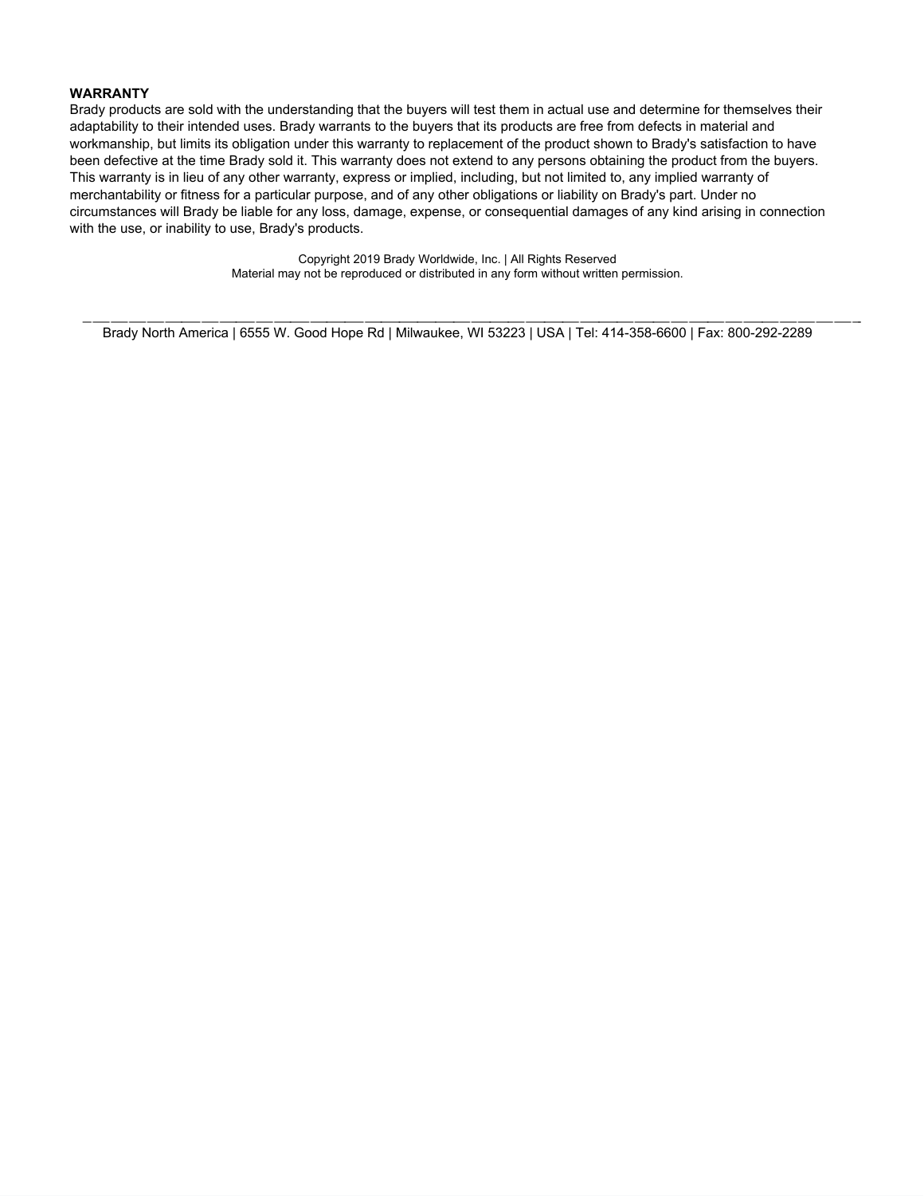**WARRANTY**

Brady products are sold with the understanding that the buyers will test them in actual use and determine for themselves their adaptability to their intended uses. Brady warrants to the buyers that its products are free from defects in material and workmanship, but limits its obligation under this warranty to replacement of the product shown to Brady's satisfaction to have been defective at the time Brady sold it. This warranty does not extend to any persons obtaining the product from the buyers. This warranty is in lieu of any other warranty, express or implied, including, but not limited to, any implied warranty of merchantability or fitness for a particular purpose, and of any other obligations or liability on Brady's part. Under no circumstances will Brady be liable for any loss, damage, expense, or consequential damages of any kind arising in connection with the use, or inability to use, Brady's products.

Copyright 2019 Brady Worldwide, Inc. | All Rights Reserved
Material may not be reproduced or distributed in any form without written permission.

Brady North America | 6555 W. Good Hope Rd | Milwaukee, WI 53223 | USA | Tel: 414-358-6600 | Fax: 800-292-2289